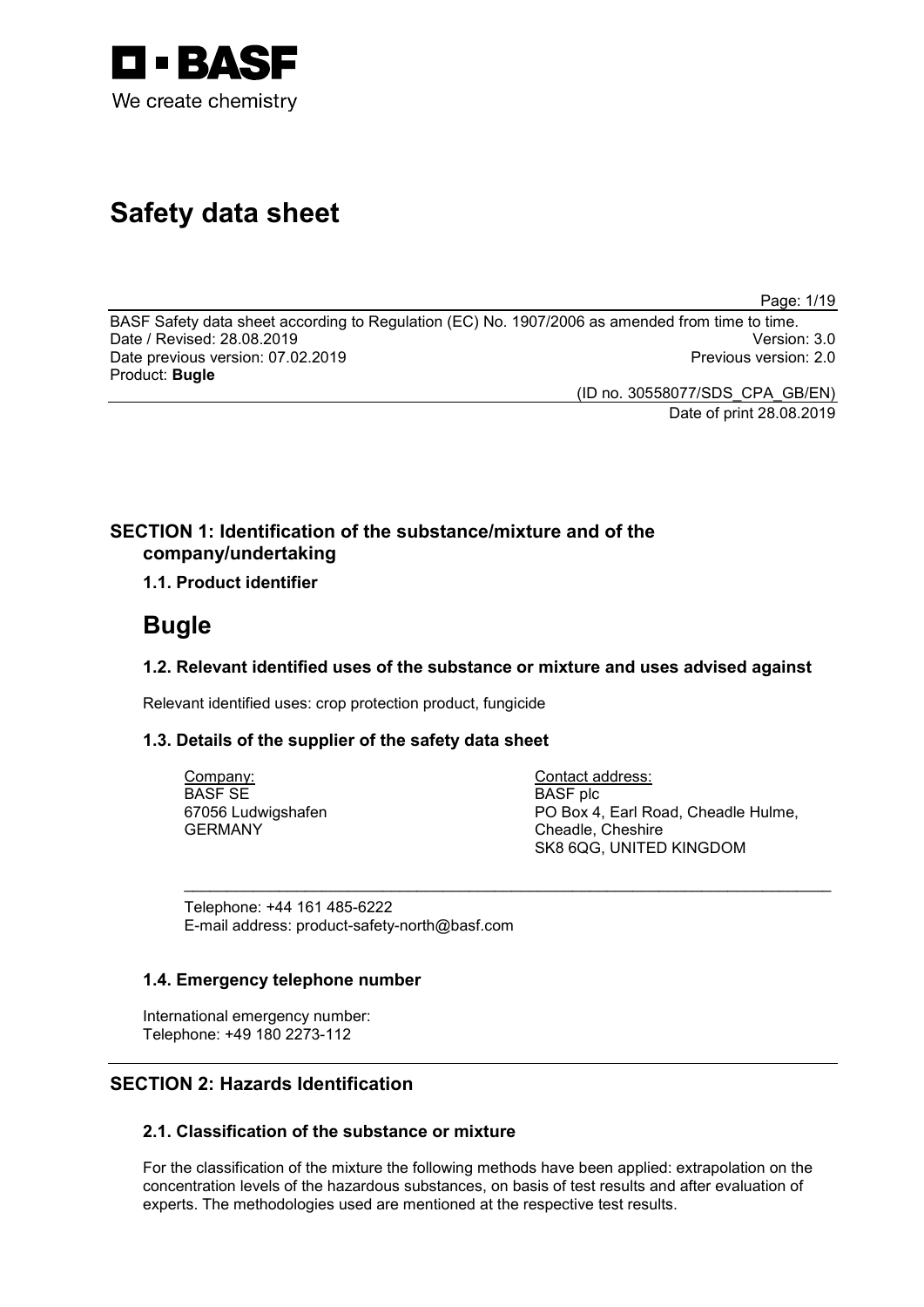BASF

We create chemistry

# Safety data sheet

BASF Safety data sheet according to Regulation (EC) No. 1907/2006 as amended from time to time.
Date / Revised: 28.08.2019 Version: 3.0
Date previous version: 07.02.2019 Previous version: 2.0
Product: **Bugle**

(ID no. 30558077/SDS_CPA_GB/EN)
Date of print 28.08.2019

## SECTION 1: Identification of the substance/mixture and of the company/undertaking

### 1.1. Product identifier

# Bugle

### 1.2. Relevant identified uses of the substance or mixture and uses advised against

Relevant identified uses: crop protection product, fungicide

### 1.3. Details of the supplier of the safety data sheet

Company:
BASF SE
67056 Ludwigshafen
GERMANY

Contact address:
BASF plc
PO Box 4, Earl Road, Cheadle Hulme,
Cheadle, Cheshire
SK8 6QG, UNITED KINGDOM

Telephone: +44 161 485-6222
E-mail address: product-safety-north@basf.com

### 1.4. Emergency telephone number

International emergency number:
Telephone: +49 180 2273-112

## SECTION 2: Hazards Identification

### 2.1. Classification of the substance or mixture

For the classification of the mixture the following methods have been applied: extrapolation on the concentration levels of the hazardous substances, on basis of test results and after evaluation of experts. The methodologies used are mentioned at the respective test results.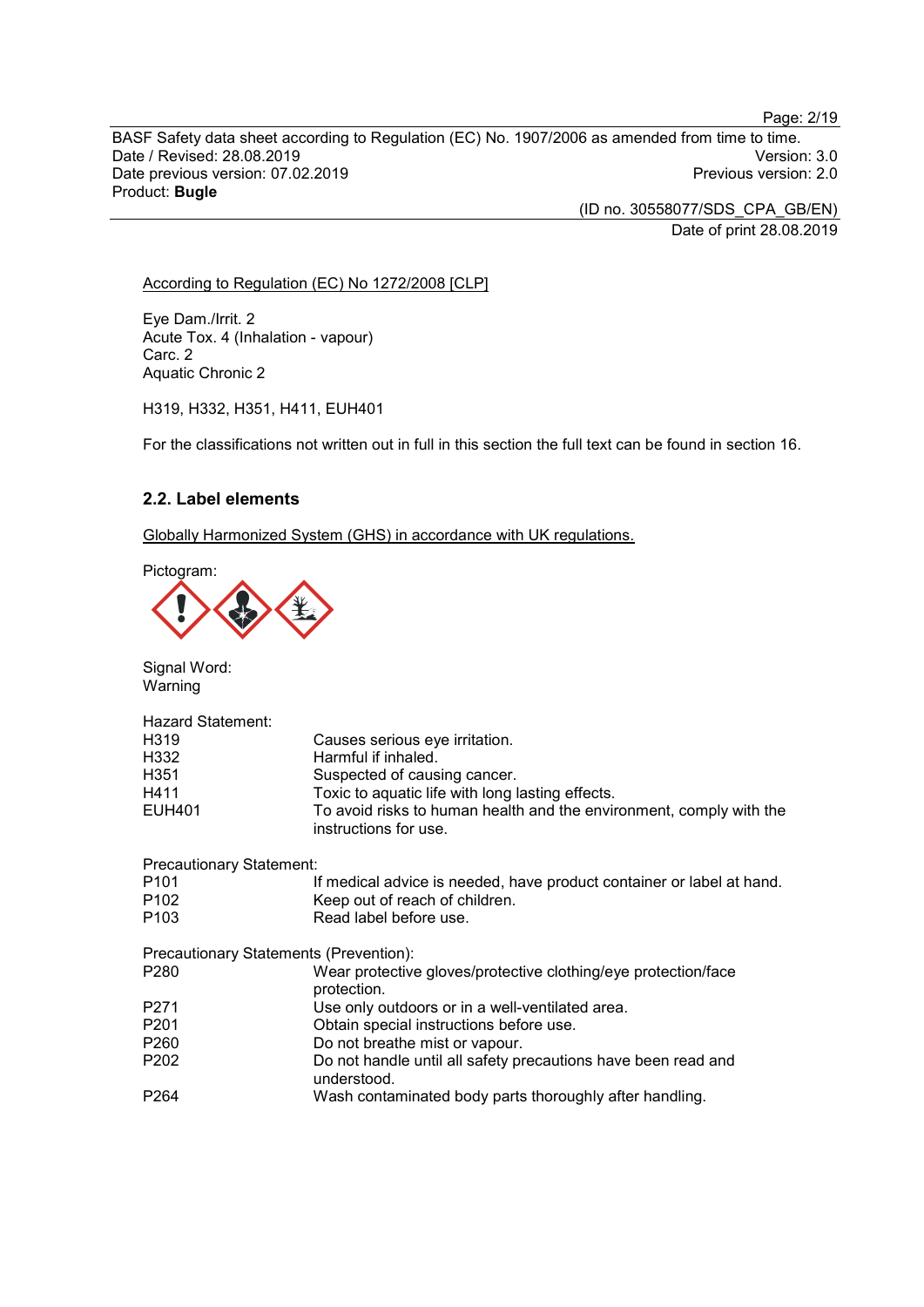According to Regulation (EC) No 1272/2008 [CLP]

Eye Dam./Irrit. 2
Acute Tox. 4 (Inhalation - vapour)
Carc. 2
Aquatic Chronic 2

H319, H332, H351, H411, EUH401

For the classifications not written out in full in this section the full text can be found in section 16.

### 2.2. Label elements

Globally Harmonized System (GHS) in accordance with UK regulations.

Pictogram:

Signal Word:
Warning

Hazard Statement:

| | |
|---|---|
| H319 | Causes serious eye irritation. |
| H332 | Harmful if inhaled. |
| H351 | Suspected of causing cancer. |
| H411 | Toxic to aquatic life with long lasting effects. |
| EUH401 | To avoid risks to human health and the environment, comply with the instructions for use. |

Precautionary Statement:

| | |
|---|---|
| P101 | If medical advice is needed, have product container or label at hand. |
| P102 | Keep out of reach of children. |
| P103 | Read label before use. |

Precautionary Statements (Prevention):

| | |
|---|---|
| P280 | Wear protective gloves/protective clothing/eye protection/face protection. |
| P271 | Use only outdoors or in a well-ventilated area. |
| P201 | Obtain special instructions before use. |
| P260 | Do not breathe mist or vapour. |
| P202 | Do not handle until all safety precautions have been read and understood. |
| P264 | Wash contaminated body parts thoroughly after handling. |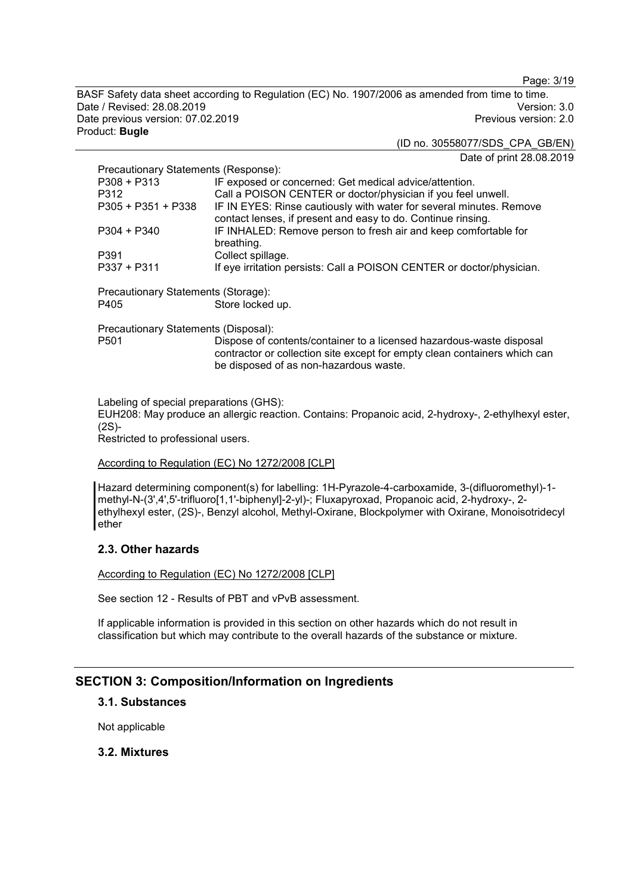Precautionary Statements (Response):

| | |
|---|---|
| P308 + P313 | IF exposed or concerned: Get medical advice/attention. |
| P312 | Call a POISON CENTER or doctor/physician if you feel unwell. |
| P305 + P351 + P338 | IF IN EYES: Rinse cautiously with water for several minutes. Remove contact lenses, if present and easy to do. Continue rinsing. |
| P304 + P340 | IF INHALED: Remove person to fresh air and keep comfortable for breathing. |
| P391 | Collect spillage. |
| P337 + P311 | If eye irritation persists: Call a POISON CENTER or doctor/physician. |

Precautionary Statements (Storage):

| | |
|---|---|
| P405 | Store locked up. |

Precautionary Statements (Disposal):

| | |
|---|---|
| P501 | Dispose of contents/container to a licensed hazardous-waste disposal contractor or collection site except for empty clean containers which can be disposed of as non-hazardous waste. |

Labeling of special preparations (GHS):
EUH208: May produce an allergic reaction. Contains: Propanoic acid, 2-hydroxy-, 2-ethylhexyl ester, (2S)-
Restricted to professional users.

According to Regulation (EC) No 1272/2008 [CLP]

Hazard determining component(s) for labelling: 1H-Pyrazole-4-carboxamide, 3-(difluoromethyl)-1-methyl-N-(3',4',5'-trifluoro[1,1'-biphenyl]-2-yl)-; Fluxapyroxad, Propanoic acid, 2-hydroxy-, 2-ethylhexyl ester, (2S)-, Benzyl alcohol, Methyl-Oxirane, Blockpolymer with Oxirane, Monoisotridecyl ether

### 2.3. Other hazards

According to Regulation (EC) No 1272/2008 [CLP]

See section 12 - Results of PBT and vPvB assessment.

If applicable information is provided in this section on other hazards which do not result in classification but which may contribute to the overall hazards of the substance or mixture.

## SECTION 3: Composition/Information on Ingredients

### 3.1. Substances

Not applicable

### 3.2. Mixtures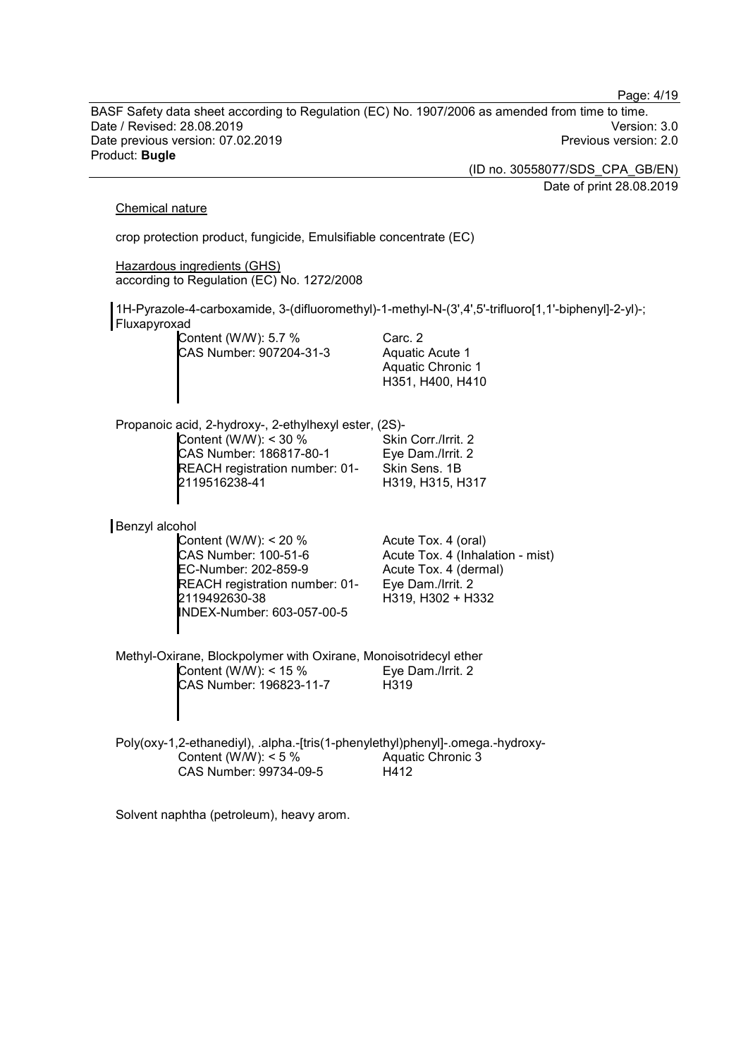Chemical nature

crop protection product, fungicide, Emulsifiable concentrate (EC)

Hazardous ingredients (GHS)
according to Regulation (EC) No. 1272/2008

1H-Pyrazole-4-carboxamide, 3-(difluoromethyl)-1-methyl-N-(3',4',5'-trifluoro[1,1'-biphenyl]-2-yl)-; Fluxapyroxad

| | |
|---|---|
| Content (W/W): 5.7 %<br>CAS Number: 907204-31-3 | Carc. 2<br>Aquatic Acute 1<br>Aquatic Chronic 1<br>H351, H400, H410 |

Propanoic acid, 2-hydroxy-, 2-ethylhexyl ester, (2S)-

| | |
|---|---|
| Content (W/W): < 30 %<br>CAS Number: 186817-80-1<br>REACH registration number: 01-2119516238-41 | Skin Corr./Irrit. 2<br>Eye Dam./Irrit. 2<br>Skin Sens. 1B<br>H319, H315, H317 |

Benzyl alcohol

| | |
|---|---|
| Content (W/W): < 20 %<br>CAS Number: 100-51-6<br>EC-Number: 202-859-9<br>REACH registration number: 01-2119492630-38<br>INDEX-Number: 603-057-00-5 | Acute Tox. 4 (oral)<br>Acute Tox. 4 (Inhalation - mist)<br>Acute Tox. 4 (dermal)<br>Eye Dam./Irrit. 2<br>H319, H302 + H332 |

Methyl-Oxirane, Blockpolymer with Oxirane, Monoisotridecyl ether

| | |
|---|---|
| Content (W/W): < 15 %<br>CAS Number: 196823-11-7 | Eye Dam./Irrit. 2<br>H319 |

Poly(oxy-1,2-ethanediyl), .alpha.-[tris(1-phenylethyl)phenyl]-.omega.-hydroxy-

| | |
|---|---|
| Content (W/W): < 5 %<br>CAS Number: 99734-09-5 | Aquatic Chronic 3<br>H412 |

Solvent naphtha (petroleum), heavy arom.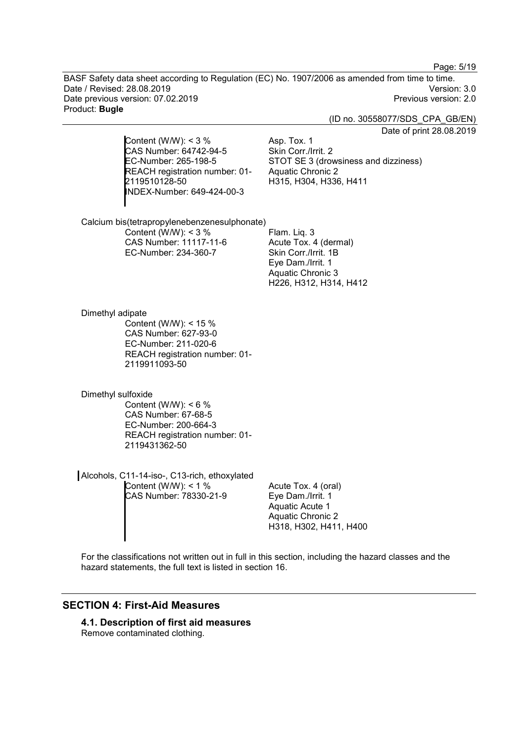Content (W/W): < 3 %
CAS Number: 64742-94-5
EC-Number: 265-198-5
REACH registration number: 01-2119510128-50
INDEX-Number: 649-424-00-3

Asp. Tox. 1
Skin Corr./Irrit. 2
STOT SE 3 (drowsiness and dizziness)
Aquatic Chronic 2
H315, H304, H336, H411

Calcium bis(tetrapropylenebenzenesulphonate)

Content (W/W): < 3 %
CAS Number: 11117-11-6
EC-Number: 234-360-7

Flam. Liq. 3
Acute Tox. 4 (dermal)
Skin Corr./Irrit. 1B
Eye Dam./Irrit. 1
Aquatic Chronic 3
H226, H312, H314, H412

Dimethyl adipate

Content (W/W): < 15 %
CAS Number: 627-93-0
EC-Number: 211-020-6
REACH registration number: 01-2119911093-50

Dimethyl sulfoxide

Content (W/W): < 6 %
CAS Number: 67-68-5
EC-Number: 200-664-3
REACH registration number: 01-2119431362-50

Alcohols, C11-14-iso-, C13-rich, ethoxylated

Content (W/W): < 1 %
CAS Number: 78330-21-9

Acute Tox. 4 (oral)
Eye Dam./Irrit. 1
Aquatic Acute 1
Aquatic Chronic 2
H318, H302, H411, H400

For the classifications not written out in full in this section, including the hazard classes and the hazard statements, the full text is listed in section 16.

## SECTION 4: First-Aid Measures

### 4.1. Description of first aid measures

Remove contaminated clothing.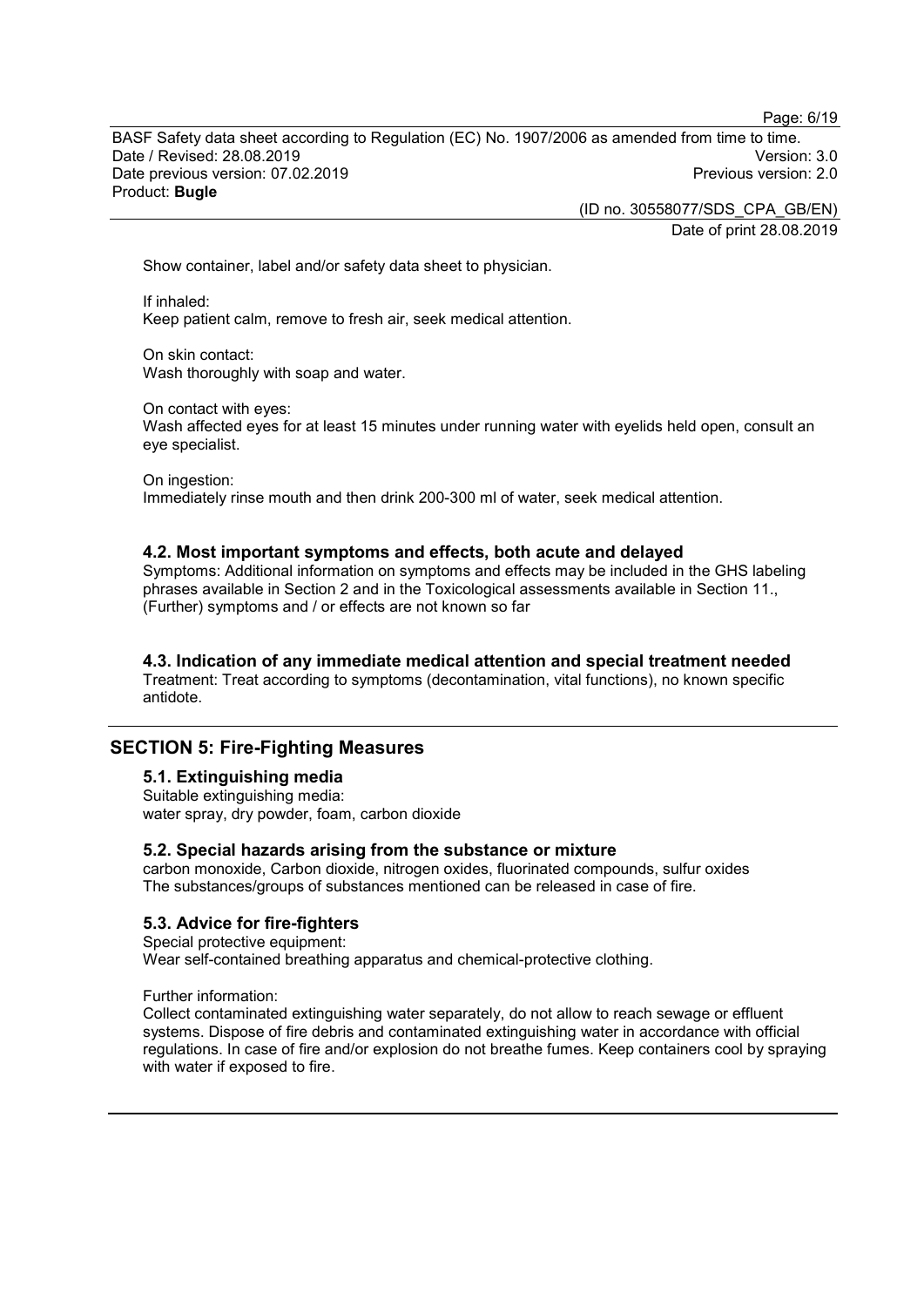Show container, label and/or safety data sheet to physician.

If inhaled:
Keep patient calm, remove to fresh air, seek medical attention.

On skin contact:
Wash thoroughly with soap and water.

On contact with eyes:
Wash affected eyes for at least 15 minutes under running water with eyelids held open, consult an eye specialist.

On ingestion:
Immediately rinse mouth and then drink 200-300 ml of water, seek medical attention.

### 4.2. Most important symptoms and effects, both acute and delayed

Symptoms: Additional information on symptoms and effects may be included in the GHS labeling phrases available in Section 2 and in the Toxicological assessments available in Section 11., (Further) symptoms and / or effects are not known so far

### 4.3. Indication of any immediate medical attention and special treatment needed

Treatment: Treat according to symptoms (decontamination, vital functions), no known specific antidote.

## SECTION 5: Fire-Fighting Measures

### 5.1. Extinguishing media

Suitable extinguishing media:
water spray, dry powder, foam, carbon dioxide

### 5.2. Special hazards arising from the substance or mixture

carbon monoxide, Carbon dioxide, nitrogen oxides, fluorinated compounds, sulfur oxides
The substances/groups of substances mentioned can be released in case of fire.

### 5.3. Advice for fire-fighters

Special protective equipment:
Wear self-contained breathing apparatus and chemical-protective clothing.

Further information:
Collect contaminated extinguishing water separately, do not allow to reach sewage or effluent systems. Dispose of fire debris and contaminated extinguishing water in accordance with official regulations. In case of fire and/or explosion do not breathe fumes. Keep containers cool by spraying with water if exposed to fire.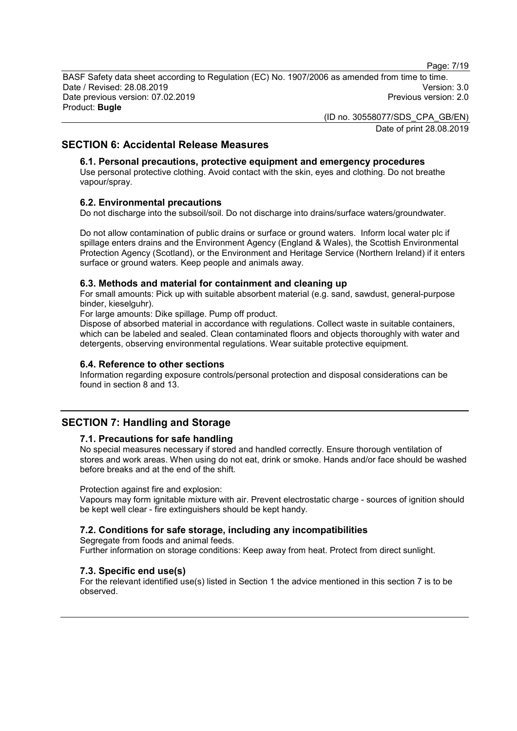## SECTION 6: Accidental Release Measures

### 6.1. Personal precautions, protective equipment and emergency procedures

Use personal protective clothing. Avoid contact with the skin, eyes and clothing. Do not breathe vapour/spray.

### 6.2. Environmental precautions

Do not discharge into the subsoil/soil. Do not discharge into drains/surface waters/groundwater.

Do not allow contamination of public drains or surface or ground waters. Inform local water plc if spillage enters drains and the Environment Agency (England & Wales), the Scottish Environmental Protection Agency (Scotland), or the Environment and Heritage Service (Northern Ireland) if it enters surface or ground waters. Keep people and animals away.

### 6.3. Methods and material for containment and cleaning up

For small amounts: Pick up with suitable absorbent material (e.g. sand, sawdust, general-purpose binder, kieselguhr).

For large amounts: Dike spillage. Pump off product.

Dispose of absorbed material in accordance with regulations. Collect waste in suitable containers, which can be labeled and sealed. Clean contaminated floors and objects thoroughly with water and detergents, observing environmental regulations. Wear suitable protective equipment.

### 6.4. Reference to other sections

Information regarding exposure controls/personal protection and disposal considerations can be found in section 8 and 13.

## SECTION 7: Handling and Storage

### 7.1. Precautions for safe handling

No special measures necessary if stored and handled correctly. Ensure thorough ventilation of stores and work areas. When using do not eat, drink or smoke. Hands and/or face should be washed before breaks and at the end of the shift.

Protection against fire and explosion:

Vapours may form ignitable mixture with air. Prevent electrostatic charge - sources of ignition should be kept well clear - fire extinguishers should be kept handy.

### 7.2. Conditions for safe storage, including any incompatibilities

Segregate from foods and animal feeds.

Further information on storage conditions: Keep away from heat. Protect from direct sunlight.

### 7.3. Specific end use(s)

For the relevant identified use(s) listed in Section 1 the advice mentioned in this section 7 is to be observed.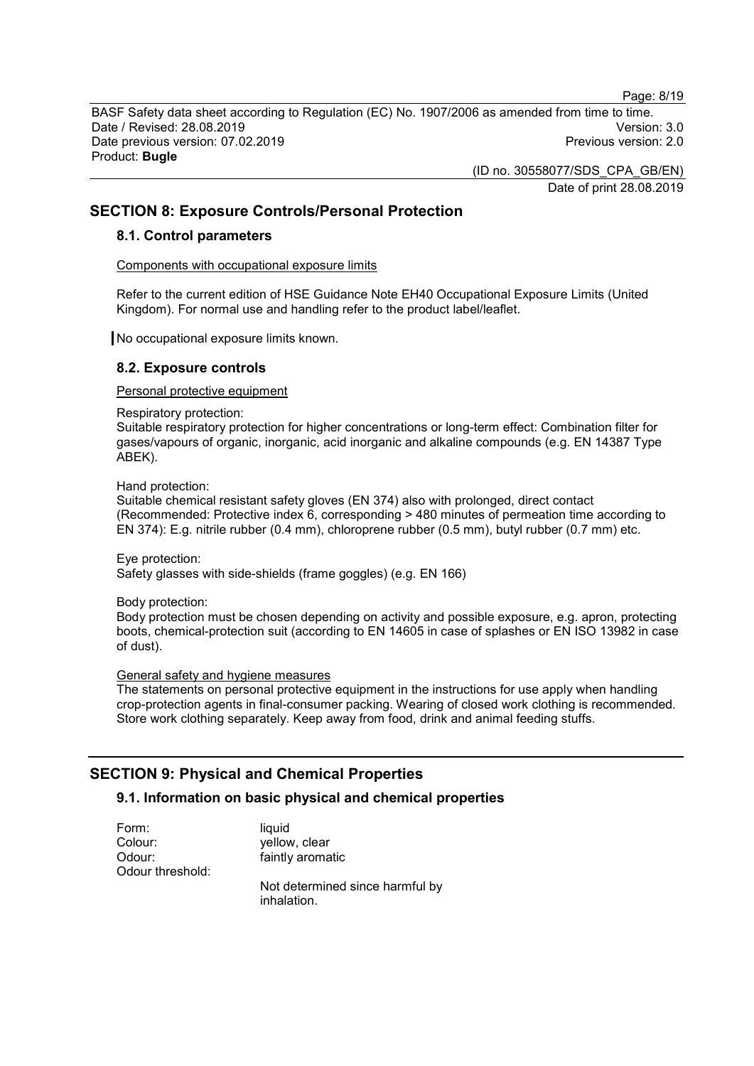## SECTION 8: Exposure Controls/Personal Protection

### 8.1. Control parameters

Components with occupational exposure limits

Refer to the current edition of HSE Guidance Note EH40 Occupational Exposure Limits (United Kingdom). For normal use and handling refer to the product label/leaflet.

No occupational exposure limits known.

### 8.2. Exposure controls

Personal protective equipment

Respiratory protection:
Suitable respiratory protection for higher concentrations or long-term effect: Combination filter for gases/vapours of organic, inorganic, acid inorganic and alkaline compounds (e.g. EN 14387 Type ABEK).

Hand protection:
Suitable chemical resistant safety gloves (EN 374) also with prolonged, direct contact (Recommended: Protective index 6, corresponding > 480 minutes of permeation time according to EN 374): E.g. nitrile rubber (0.4 mm), chloroprene rubber (0.5 mm), butyl rubber (0.7 mm) etc.

Eye protection:
Safety glasses with side-shields (frame goggles) (e.g. EN 166)

Body protection:
Body protection must be chosen depending on activity and possible exposure, e.g. apron, protecting boots, chemical-protection suit (according to EN 14605 in case of splashes or EN ISO 13982 in case of dust).

General safety and hygiene measures
The statements on personal protective equipment in the instructions for use apply when handling crop-protection agents in final-consumer packing. Wearing of closed work clothing is recommended. Store work clothing separately. Keep away from food, drink and animal feeding stuffs.

## SECTION 9: Physical and Chemical Properties

### 9.1. Information on basic physical and chemical properties

| | |
|---|---|
| Form: | liquid |
| Colour: | yellow, clear |
| Odour: | faintly aromatic |
| Odour threshold: | |
| | Not determined since harmful by inhalation. |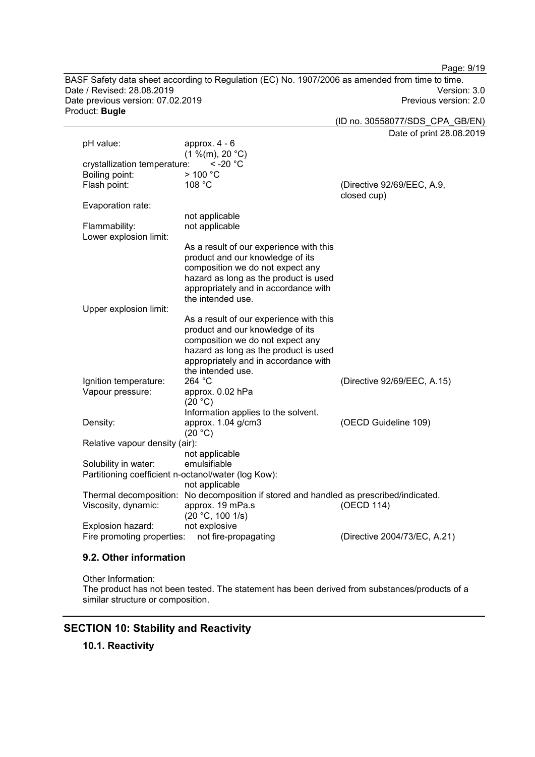| | | |
|---|---|---|
| pH value: | approx. 4 - 6 (1 %(m), 20 °C) | |
| crystallization temperature: | < -20 °C | |
| Boiling point: | > 100 °C | |
| Flash point: | 108 °C | (Directive 92/69/EEC, A.9, closed cup) |
| Evaporation rate: | not applicable | |
| Flammability: | not applicable | |
| Lower explosion limit: | As a result of our experience with this product and our knowledge of its composition we do not expect any hazard as long as the product is used appropriately and in accordance with the intended use. | |
| Upper explosion limit: | As a result of our experience with this product and our knowledge of its composition we do not expect any hazard as long as the product is used appropriately and in accordance with the intended use. | |
| Ignition temperature: | 264 °C | (Directive 92/69/EEC, A.15) |
| Vapour pressure: | approx. 0.02 hPa (20 °C) Information applies to the solvent. | |
| Density: | approx. 1.04 g/cm3 (20 °C) | (OECD Guideline 109) |
| Relative vapour density (air): | not applicable | |
| Solubility in water: | emulsifiable | |
| Partitioning coefficient n-octanol/water (log Kow): | not applicable | |
| Thermal decomposition: | No decomposition if stored and handled as prescribed/indicated. | |
| Viscosity, dynamic: | approx. 19 mPa.s (20 °C, 100 1/s) | (OECD 114) |
| Explosion hazard: | not explosive | |
| Fire promoting properties: | not fire-propagating | (Directive 2004/73/EC, A.21) |

### 9.2. Other information

Other Information:
The product has not been tested. The statement has been derived from substances/products of a similar structure or composition.

## SECTION 10: Stability and Reactivity

### 10.1. Reactivity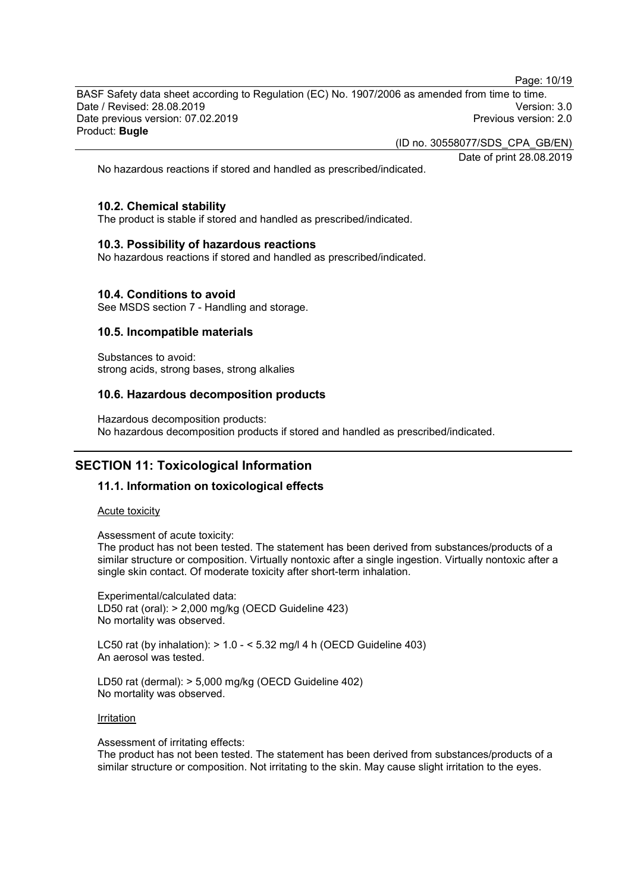No hazardous reactions if stored and handled as prescribed/indicated.

### 10.2. Chemical stability

The product is stable if stored and handled as prescribed/indicated.

### 10.3. Possibility of hazardous reactions

No hazardous reactions if stored and handled as prescribed/indicated.

### 10.4. Conditions to avoid

See MSDS section 7 - Handling and storage.

### 10.5. Incompatible materials

Substances to avoid:
strong acids, strong bases, strong alkalies

### 10.6. Hazardous decomposition products

Hazardous decomposition products:
No hazardous decomposition products if stored and handled as prescribed/indicated.

## SECTION 11: Toxicological Information

### 11.1. Information on toxicological effects

Acute toxicity

Assessment of acute toxicity:
The product has not been tested. The statement has been derived from substances/products of a similar structure or composition. Virtually nontoxic after a single ingestion. Virtually nontoxic after a single skin contact. Of moderate toxicity after short-term inhalation.

Experimental/calculated data:
LD50 rat (oral): > 2,000 mg/kg (OECD Guideline 423)
No mortality was observed.

LC50 rat (by inhalation): > 1.0 - < 5.32 mg/l 4 h (OECD Guideline 403)
An aerosol was tested.

LD50 rat (dermal): > 5,000 mg/kg (OECD Guideline 402)
No mortality was observed.

Irritation

Assessment of irritating effects:
The product has not been tested. The statement has been derived from substances/products of a similar structure or composition. Not irritating to the skin. May cause slight irritation to the eyes.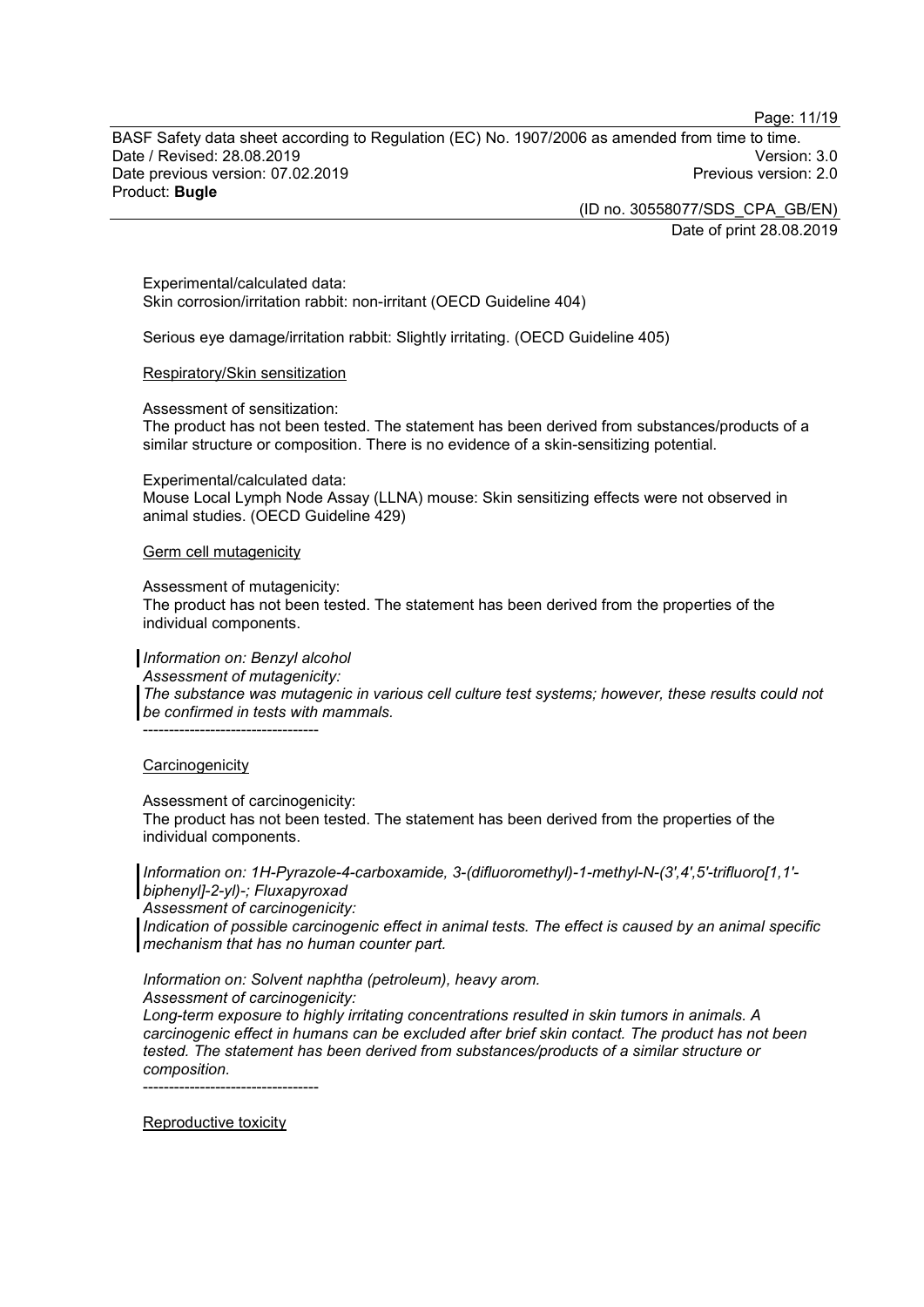Experimental/calculated data:
Skin corrosion/irritation rabbit: non-irritant (OECD Guideline 404)

Serious eye damage/irritation rabbit: Slightly irritating. (OECD Guideline 405)

Respiratory/Skin sensitization

Assessment of sensitization:
The product has not been tested. The statement has been derived from substances/products of a similar structure or composition. There is no evidence of a skin-sensitizing potential.

Experimental/calculated data:
Mouse Local Lymph Node Assay (LLNA) mouse: Skin sensitizing effects were not observed in animal studies. (OECD Guideline 429)

Germ cell mutagenicity

Assessment of mutagenicity:
The product has not been tested. The statement has been derived from the properties of the individual components.

*Information on: Benzyl alcohol*
*Assessment of mutagenicity:*
*The substance was mutagenic in various cell culture test systems; however, these results could not be confirmed in tests with mammals.*
----------------------------------

Carcinogenicity

Assessment of carcinogenicity:
The product has not been tested. The statement has been derived from the properties of the individual components.

*Information on: 1H-Pyrazole-4-carboxamide, 3-(difluoromethyl)-1-methyl-N-(3',4',5'-trifluoro[1,1'-biphenyl]-2-yl)-; Fluxapyroxad*
*Assessment of carcinogenicity:*
*Indication of possible carcinogenic effect in animal tests. The effect is caused by an animal specific mechanism that has no human counter part.*

*Information on: Solvent naphtha (petroleum), heavy arom.*
*Assessment of carcinogenicity:*
*Long-term exposure to highly irritating concentrations resulted in skin tumors in animals. A carcinogenic effect in humans can be excluded after brief skin contact. The product has not been tested. The statement has been derived from substances/products of a similar structure or composition.*
----------------------------------

Reproductive toxicity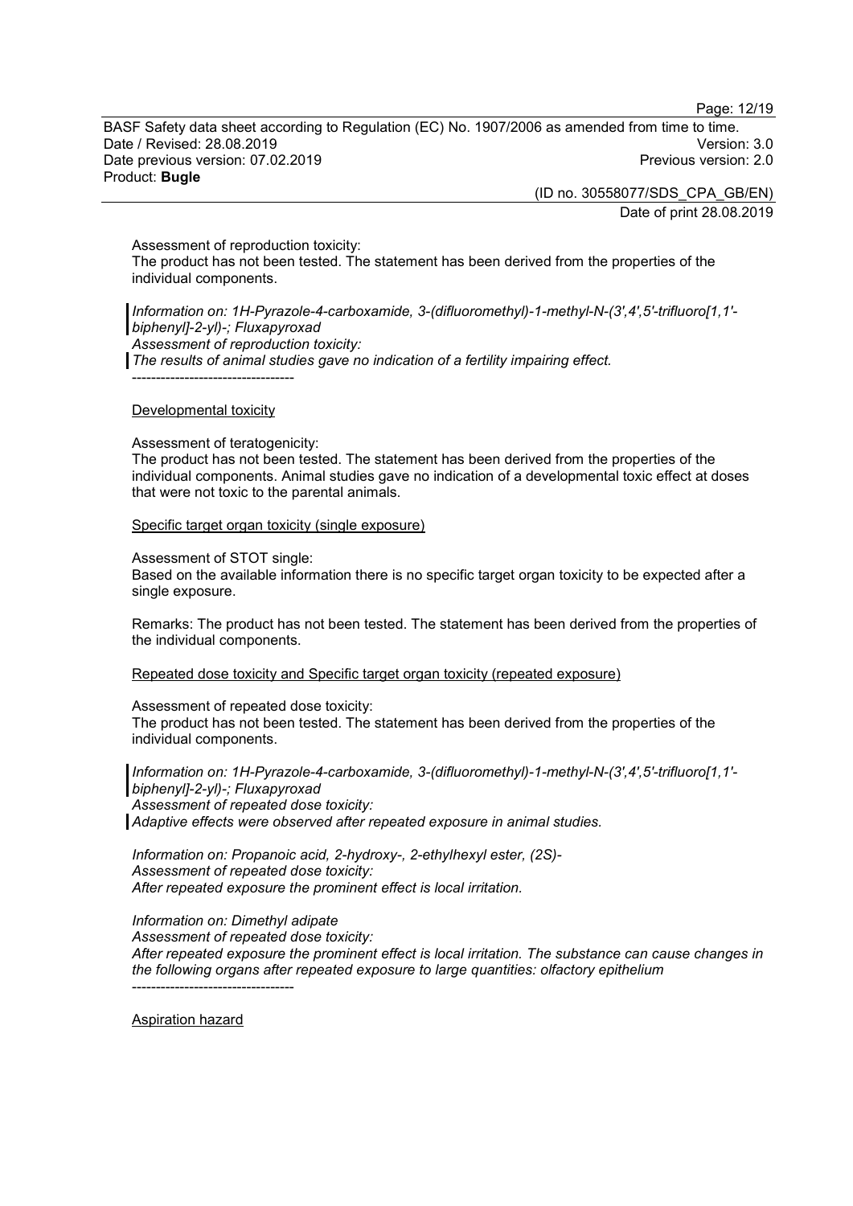Assessment of reproduction toxicity:
The product has not been tested. The statement has been derived from the properties of the individual components.

*Information on: 1H-Pyrazole-4-carboxamide, 3-(difluoromethyl)-1-methyl-N-(3',4',5'-trifluoro[1,1'-biphenyl]-2-yl)-; Fluxapyroxad*
*Assessment of reproduction toxicity:*
*The results of animal studies gave no indication of a fertility impairing effect.*
----------------------------------

Developmental toxicity

Assessment of teratogenicity:
The product has not been tested. The statement has been derived from the properties of the individual components. Animal studies gave no indication of a developmental toxic effect at doses that were not toxic to the parental animals.

Specific target organ toxicity (single exposure)

Assessment of STOT single:
Based on the available information there is no specific target organ toxicity to be expected after a single exposure.

Remarks: The product has not been tested. The statement has been derived from the properties of the individual components.

Repeated dose toxicity and Specific target organ toxicity (repeated exposure)

Assessment of repeated dose toxicity:
The product has not been tested. The statement has been derived from the properties of the individual components.

*Information on: 1H-Pyrazole-4-carboxamide, 3-(difluoromethyl)-1-methyl-N-(3',4',5'-trifluoro[1,1'-biphenyl]-2-yl)-; Fluxapyroxad*
*Assessment of repeated dose toxicity:*
*Adaptive effects were observed after repeated exposure in animal studies.*

*Information on: Propanoic acid, 2-hydroxy-, 2-ethylhexyl ester, (2S)-*
*Assessment of repeated dose toxicity:*
*After repeated exposure the prominent effect is local irritation.*

*Information on: Dimethyl adipate*
*Assessment of repeated dose toxicity:*
*After repeated exposure the prominent effect is local irritation. The substance can cause changes in the following organs after repeated exposure to large quantities: olfactory epithelium*
----------------------------------

Aspiration hazard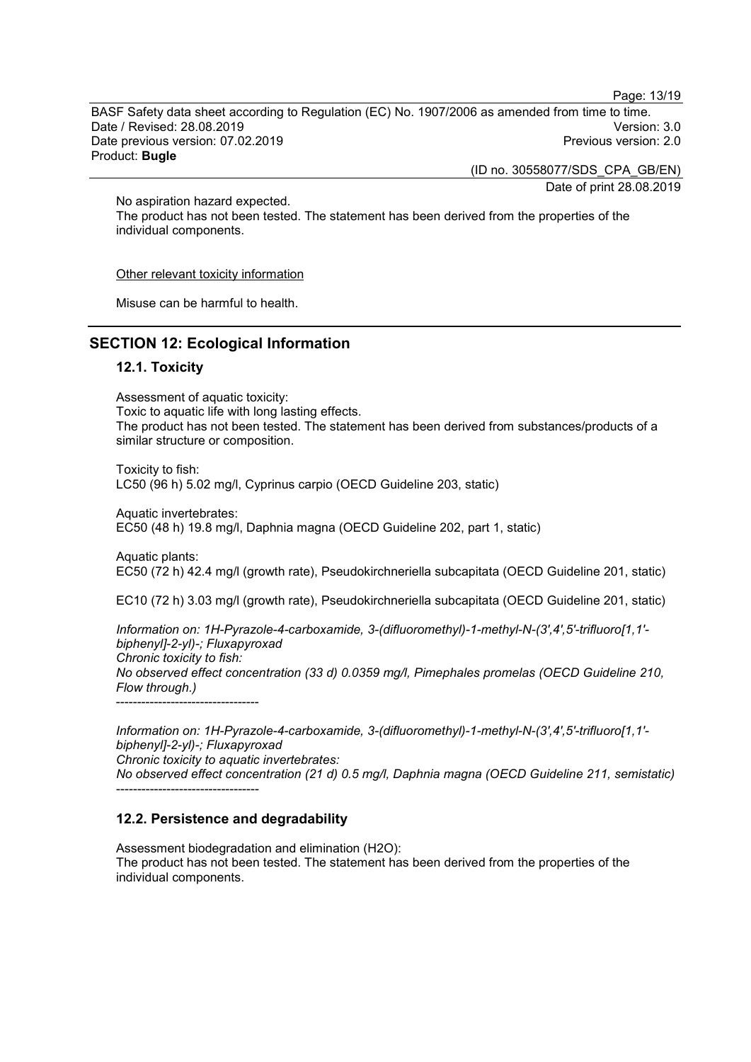No aspiration hazard expected.
The product has not been tested. The statement has been derived from the properties of the individual components.

Other relevant toxicity information

Misuse can be harmful to health.

## SECTION 12: Ecological Information

### 12.1. Toxicity

Assessment of aquatic toxicity:
Toxic to aquatic life with long lasting effects.
The product has not been tested. The statement has been derived from substances/products of a similar structure or composition.

Toxicity to fish:
LC50 (96 h) 5.02 mg/l, Cyprinus carpio (OECD Guideline 203, static)

Aquatic invertebrates:
EC50 (48 h) 19.8 mg/l, Daphnia magna (OECD Guideline 202, part 1, static)

Aquatic plants:
EC50 (72 h) 42.4 mg/l (growth rate), Pseudokirchneriella subcapitata (OECD Guideline 201, static)

EC10 (72 h) 3.03 mg/l (growth rate), Pseudokirchneriella subcapitata (OECD Guideline 201, static)

*Information on: 1H-Pyrazole-4-carboxamide, 3-(difluoromethyl)-1-methyl-N-(3',4',5'-trifluoro[1,1'-biphenyl]-2-yl)-; Fluxapyroxad*
*Chronic toxicity to fish:*
*No observed effect concentration (33 d) 0.0359 mg/l, Pimephales promelas (OECD Guideline 210, Flow through.)*
----------------------------------

*Information on: 1H-Pyrazole-4-carboxamide, 3-(difluoromethyl)-1-methyl-N-(3',4',5'-trifluoro[1,1'-biphenyl]-2-yl)-; Fluxapyroxad*
*Chronic toxicity to aquatic invertebrates:*
*No observed effect concentration (21 d) 0.5 mg/l, Daphnia magna (OECD Guideline 211, semistatic)*
----------------------------------

### 12.2. Persistence and degradability

Assessment biodegradation and elimination ($H_2O$):
The product has not been tested. The statement has been derived from the properties of the individual components.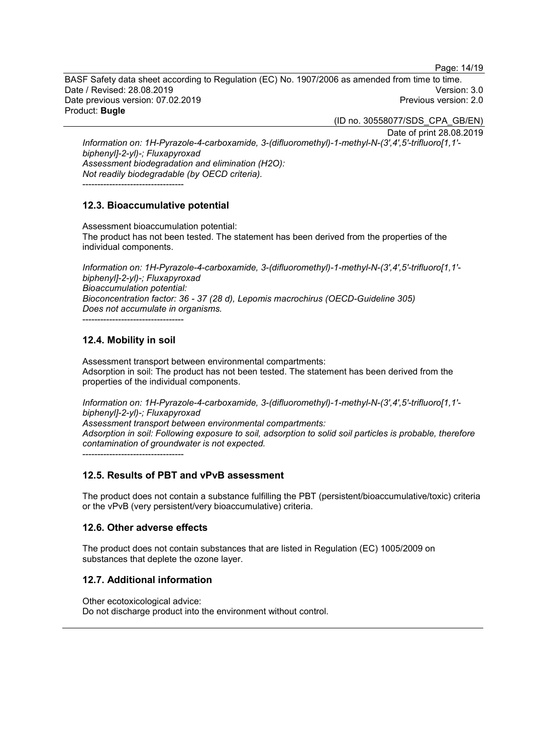*Information on: 1H-Pyrazole-4-carboxamide, 3-(difluoromethyl)-1-methyl-N-(3',4',5'-trifluoro[1,1'-biphenyl]-2-yl)-; Fluxapyroxad*
*Assessment biodegradation and elimination (H2O):*
*Not readily biodegradable (by OECD criteria).*

----------------------------------

### 12.3. Bioaccumulative potential

Assessment bioaccumulation potential:
The product has not been tested. The statement has been derived from the properties of the individual components.

*Information on: 1H-Pyrazole-4-carboxamide, 3-(difluoromethyl)-1-methyl-N-(3',4',5'-trifluoro[1,1'-biphenyl]-2-yl)-; Fluxapyroxad*
*Bioaccumulation potential:*
*Bioconcentration factor: 36 - 37 (28 d), Lepomis macrochirus (OECD-Guideline 305)*
*Does not accumulate in organisms.*

----------------------------------

### 12.4. Mobility in soil

Assessment transport between environmental compartments:
Adsorption in soil: The product has not been tested. The statement has been derived from the properties of the individual components.

*Information on: 1H-Pyrazole-4-carboxamide, 3-(difluoromethyl)-1-methyl-N-(3',4',5'-trifluoro[1,1'-biphenyl]-2-yl)-; Fluxapyroxad*
*Assessment transport between environmental compartments:*
*Adsorption in soil: Following exposure to soil, adsorption to solid soil particles is probable, therefore contamination of groundwater is not expected.*

----------------------------------

### 12.5. Results of PBT and vPvB assessment

The product does not contain a substance fulfilling the PBT (persistent/bioaccumulative/toxic) criteria or the vPvB (very persistent/very bioaccumulative) criteria.

### 12.6. Other adverse effects

The product does not contain substances that are listed in Regulation (EC) 1005/2009 on substances that deplete the ozone layer.

### 12.7. Additional information

Other ecotoxicological advice:
Do not discharge product into the environment without control.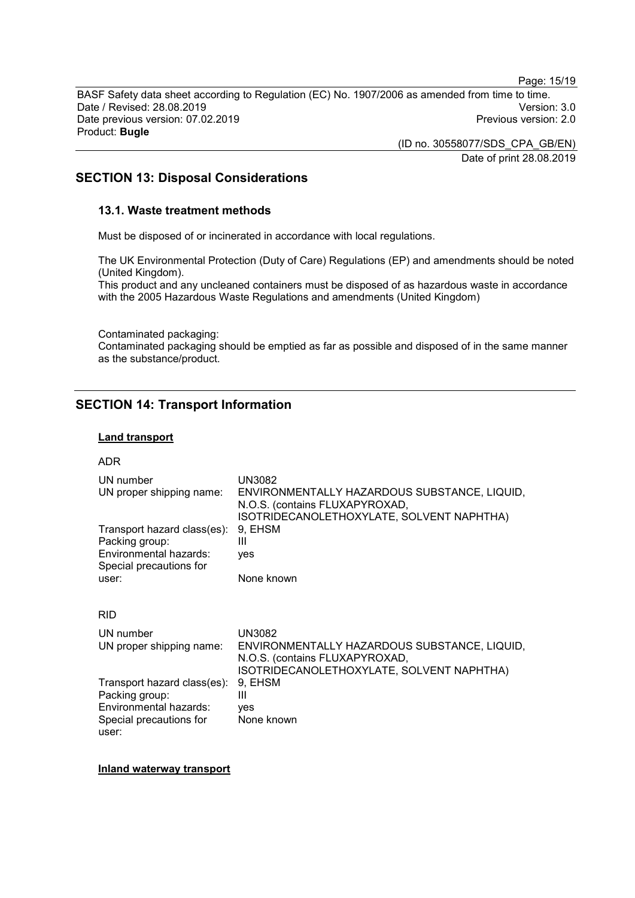## SECTION 13: Disposal Considerations

### 13.1. Waste treatment methods

Must be disposed of or incinerated in accordance with local regulations.

The UK Environmental Protection (Duty of Care) Regulations (EP) and amendments should be noted (United Kingdom).
This product and any uncleaned containers must be disposed of as hazardous waste in accordance with the 2005 Hazardous Waste Regulations and amendments (United Kingdom)

Contaminated packaging:
Contaminated packaging should be emptied as far as possible and disposed of in the same manner as the substance/product.

## SECTION 14: Transport Information

**Land transport**

ADR

| | |
|---|---|
| UN number | UN3082 |
| UN proper shipping name: | ENVIRONMENTALLY HAZARDOUS SUBSTANCE, LIQUID, N.O.S. (contains FLUXAPYROXAD, ISOTRIDECANOLETHOXYLATE, SOLVENT NAPHTHA) |
| Transport hazard class(es): | 9, EHSM |
| Packing group: | III |
| Environmental hazards: | yes |
| Special precautions for user: | None known |

RID

| | |
|---|---|
| UN number | UN3082 |
| UN proper shipping name: | ENVIRONMENTALLY HAZARDOUS SUBSTANCE, LIQUID, N.O.S. (contains FLUXAPYROXAD, ISOTRIDECANOLETHOXYLATE, SOLVENT NAPHTHA) |
| Transport hazard class(es): | 9, EHSM |
| Packing group: | III |
| Environmental hazards: | yes |
| Special precautions for user: | None known |

**Inland waterway transport**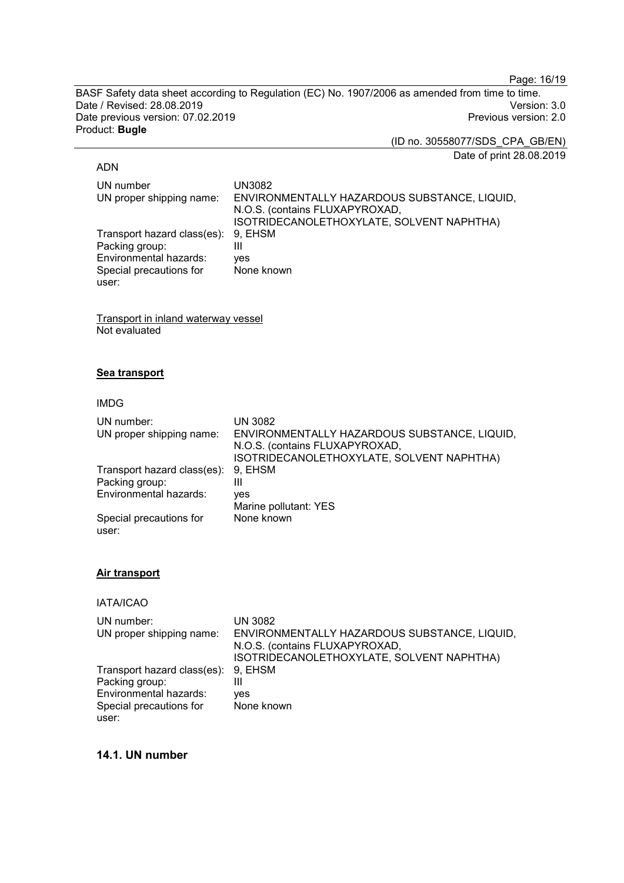ADN

| | |
|---|---|
| UN number | UN3082 |
| UN proper shipping name: | ENVIRONMENTALLY HAZARDOUS SUBSTANCE, LIQUID, N.O.S. (contains FLUXAPYROXAD, ISOTRIDECANOLETHOXYLATE, SOLVENT NAPHTHA) |
| Transport hazard class(es): | 9, EHSM |
| Packing group: | III |
| Environmental hazards: | yes |
| Special precautions for user: | None known |

Transport in inland waterway vessel
Not evaluated

**Sea transport**

IMDG

| | |
|---|---|
| UN number: | UN 3082 |
| UN proper shipping name: | ENVIRONMENTALLY HAZARDOUS SUBSTANCE, LIQUID, N.O.S. (contains FLUXAPYROXAD, ISOTRIDECANOLETHOXYLATE, SOLVENT NAPHTHA) |
| Transport hazard class(es): | 9, EHSM |
| Packing group: | III |
| Environmental hazards: | yes<br>Marine pollutant: YES |
| Special precautions for user: | None known |

**Air transport**

IATA/ICAO

| | |
|---|---|
| UN number: | UN 3082 |
| UN proper shipping name: | ENVIRONMENTALLY HAZARDOUS SUBSTANCE, LIQUID, N.O.S. (contains FLUXAPYROXAD, ISOTRIDECANOLETHOXYLATE, SOLVENT NAPHTHA) |
| Transport hazard class(es): | 9, EHSM |
| Packing group: | III |
| Environmental hazards: | yes |
| Special precautions for user: | None known |

## 14.1. UN number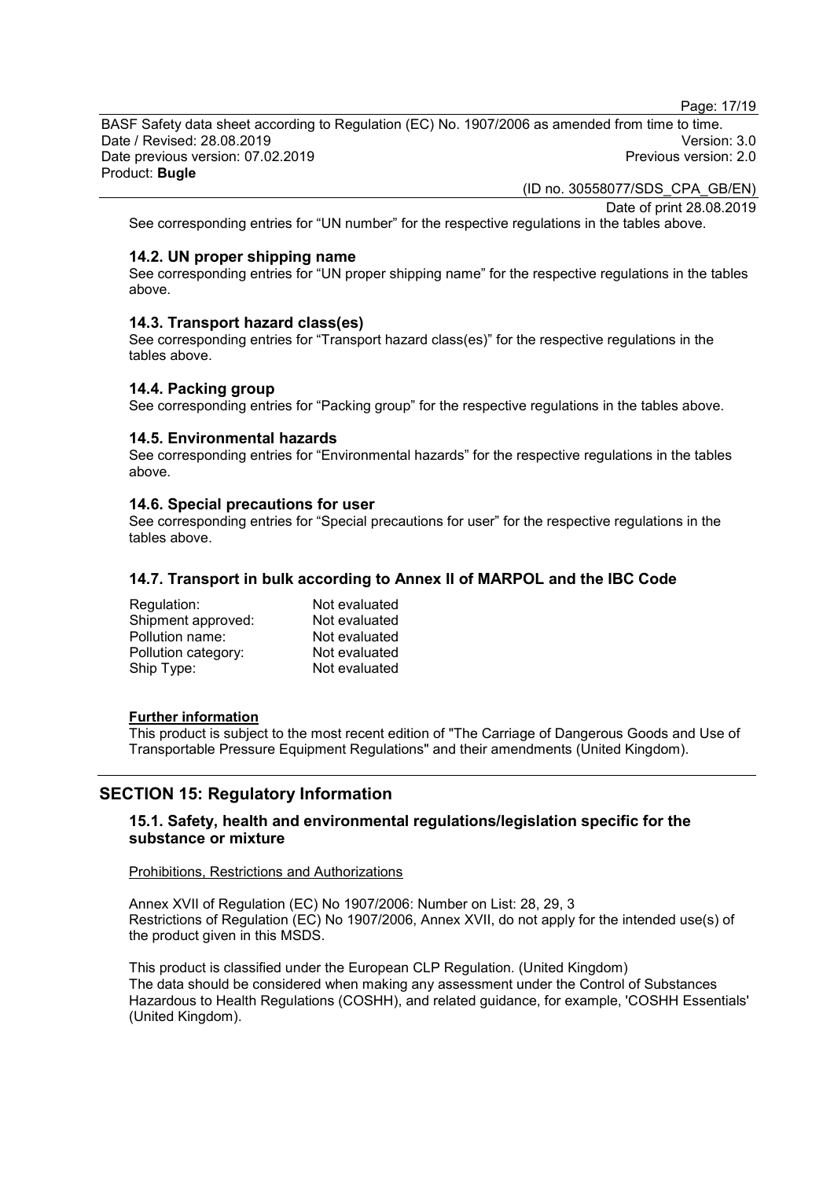See corresponding entries for “UN number” for the respective regulations in the tables above.

### 14.2. UN proper shipping name

See corresponding entries for “UN proper shipping name” for the respective regulations in the tables above.

### 14.3. Transport hazard class(es)

See corresponding entries for “Transport hazard class(es)” for the respective regulations in the tables above.

### 14.4. Packing group

See corresponding entries for “Packing group” for the respective regulations in the tables above.

### 14.5. Environmental hazards

See corresponding entries for “Environmental hazards” for the respective regulations in the tables above.

### 14.6. Special precautions for user

See corresponding entries for “Special precautions for user” for the respective regulations in the tables above.

### 14.7. Transport in bulk according to Annex II of MARPOL and the IBC Code

| | |
|---|---|
| Regulation: | Not evaluated |
| Shipment approved: | Not evaluated |
| Pollution name: | Not evaluated |
| Pollution category: | Not evaluated |
| Ship Type: | Not evaluated |

**Further information**

This product is subject to the most recent edition of "The Carriage of Dangerous Goods and Use of Transportable Pressure Equipment Regulations" and their amendments (United Kingdom).

## SECTION 15: Regulatory Information

### 15.1. Safety, health and environmental regulations/legislation specific for the substance or mixture

Prohibitions, Restrictions and Authorizations

Annex XVII of Regulation (EC) No 1907/2006: Number on List: 28, 29, 3
Restrictions of Regulation (EC) No 1907/2006, Annex XVII, do not apply for the intended use(s) of the product given in this MSDS.

This product is classified under the European CLP Regulation. (United Kingdom)
The data should be considered when making any assessment under the Control of Substances Hazardous to Health Regulations (COSHH), and related guidance, for example, 'COSHH Essentials' (United Kingdom).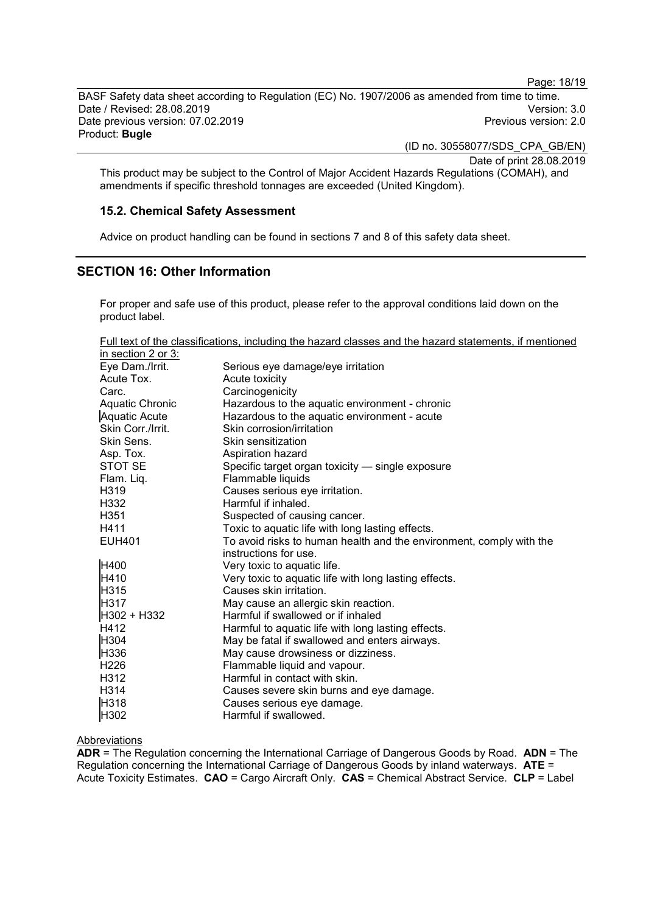This product may be subject to the Control of Major Accident Hazards Regulations (COMAH), and amendments if specific threshold tonnages are exceeded (United Kingdom).

### 15.2. Chemical Safety Assessment

Advice on product handling can be found in sections 7 and 8 of this safety data sheet.

## SECTION 16: Other Information

For proper and safe use of this product, please refer to the approval conditions laid down on the product label.

Full text of the classifications, including the hazard classes and the hazard statements, if mentioned in section 2 or 3:

| | |
|---|---|
| Eye Dam./Irrit. | Serious eye damage/eye irritation |
| Acute Tox. | Acute toxicity |
| Carc. | Carcinogenicity |
| Aquatic Chronic | Hazardous to the aquatic environment - chronic |
| Aquatic Acute | Hazardous to the aquatic environment - acute |
| Skin Corr./Irrit. | Skin corrosion/irritation |
| Skin Sens. | Skin sensitization |
| Asp. Tox. | Aspiration hazard |
| STOT SE | Specific target organ toxicity — single exposure |
| Flam. Liq. | Flammable liquids |
| H319 | Causes serious eye irritation. |
| H332 | Harmful if inhaled. |
| H351 | Suspected of causing cancer. |
| H411 | Toxic to aquatic life with long lasting effects. |
| EUH401 | To avoid risks to human health and the environment, comply with the instructions for use. |
| H400 | Very toxic to aquatic life. |
| H410 | Very toxic to aquatic life with long lasting effects. |
| H315 | Causes skin irritation. |
| H317 | May cause an allergic skin reaction. |
| H302 + H332 | Harmful if swallowed or if inhaled |
| H412 | Harmful to aquatic life with long lasting effects. |
| H304 | May be fatal if swallowed and enters airways. |
| H336 | May cause drowsiness or dizziness. |
| H226 | Flammable liquid and vapour. |
| H312 | Harmful in contact with skin. |
| H314 | Causes severe skin burns and eye damage. |
| H318 | Causes serious eye damage. |
| H302 | Harmful if swallowed. |

Abbreviations

**ADR** = The Regulation concerning the International Carriage of Dangerous Goods by Road. **ADN** = The Regulation concerning the International Carriage of Dangerous Goods by inland waterways. **ATE** = Acute Toxicity Estimates. **CAO** = Cargo Aircraft Only. **CAS** = Chemical Abstract Service. **CLP** = Label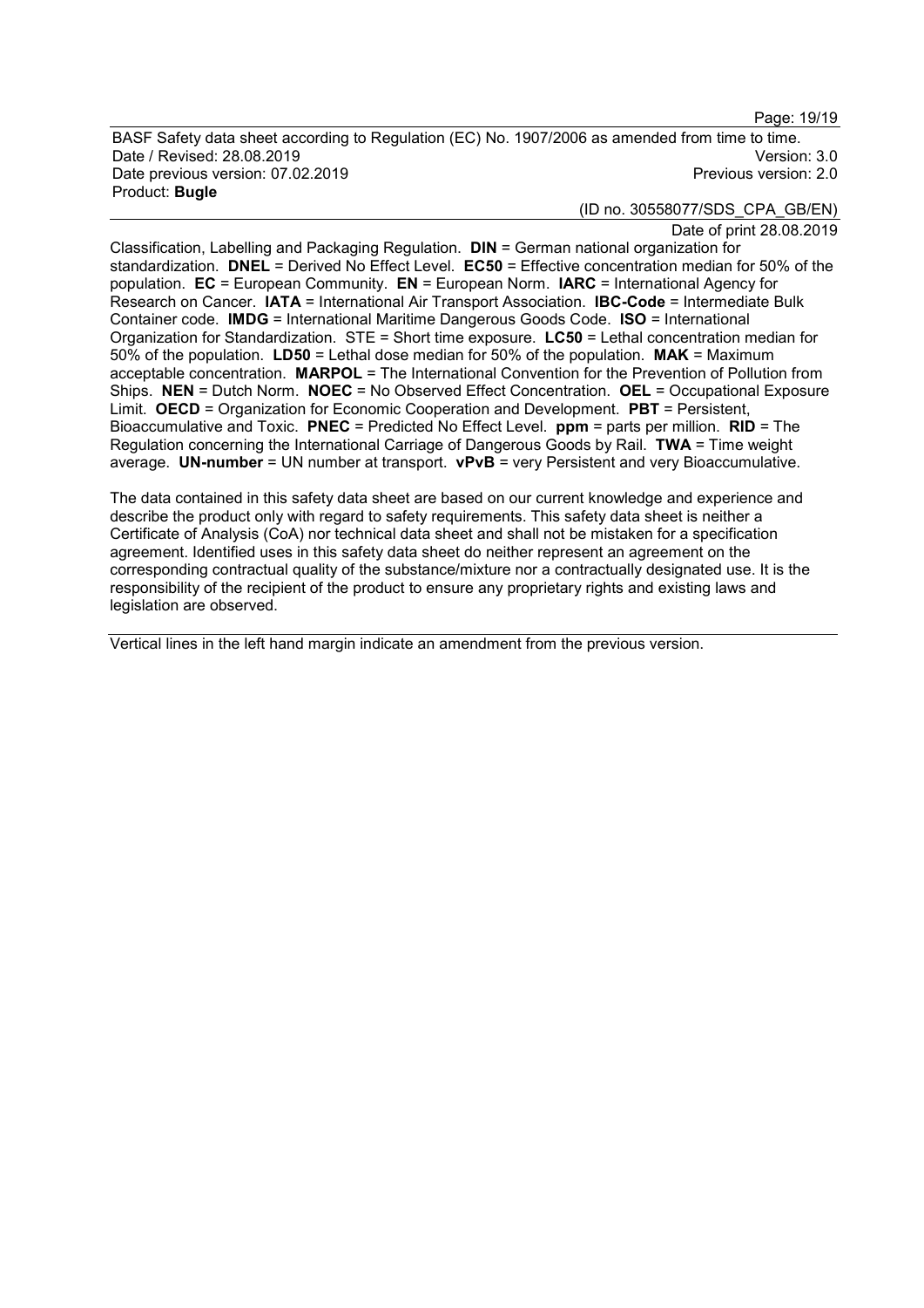Classification, Labelling and Packaging Regulation. **DIN** = German national organization for standardization. **DNEL** = Derived No Effect Level. **EC50** = Effective concentration median for 50% of the population. **EC** = European Community. **EN** = European Norm. **IARC** = International Agency for Research on Cancer. **IATA** = International Air Transport Association. **IBC-Code** = Intermediate Bulk Container code. **IMDG** = International Maritime Dangerous Goods Code. **ISO** = International Organization for Standardization. STE = Short time exposure. **LC50** = Lethal concentration median for 50% of the population. **LD50** = Lethal dose median for 50% of the population. **MAK** = Maximum acceptable concentration. **MARPOL** = The International Convention for the Prevention of Pollution from Ships. **NEN** = Dutch Norm. **NOEC** = No Observed Effect Concentration. **OEL** = Occupational Exposure Limit. **OECD** = Organization for Economic Cooperation and Development. **PBT** = Persistent, Bioaccumulative and Toxic. **PNEC** = Predicted No Effect Level. **ppm** = parts per million. **RID** = The Regulation concerning the International Carriage of Dangerous Goods by Rail. **TWA** = Time weight average. **UN-number** = UN number at transport. **vPvB** = very Persistent and very Bioaccumulative.

The data contained in this safety data sheet are based on our current knowledge and experience and describe the product only with regard to safety requirements. This safety data sheet is neither a Certificate of Analysis (CoA) nor technical data sheet and shall not be mistaken for a specification agreement. Identified uses in this safety data sheet do neither represent an agreement on the corresponding contractual quality of the substance/mixture nor a contractually designated use. It is the responsibility of the recipient of the product to ensure any proprietary rights and existing laws and legislation are observed.

---

Vertical lines in the left hand margin indicate an amendment from the previous version.